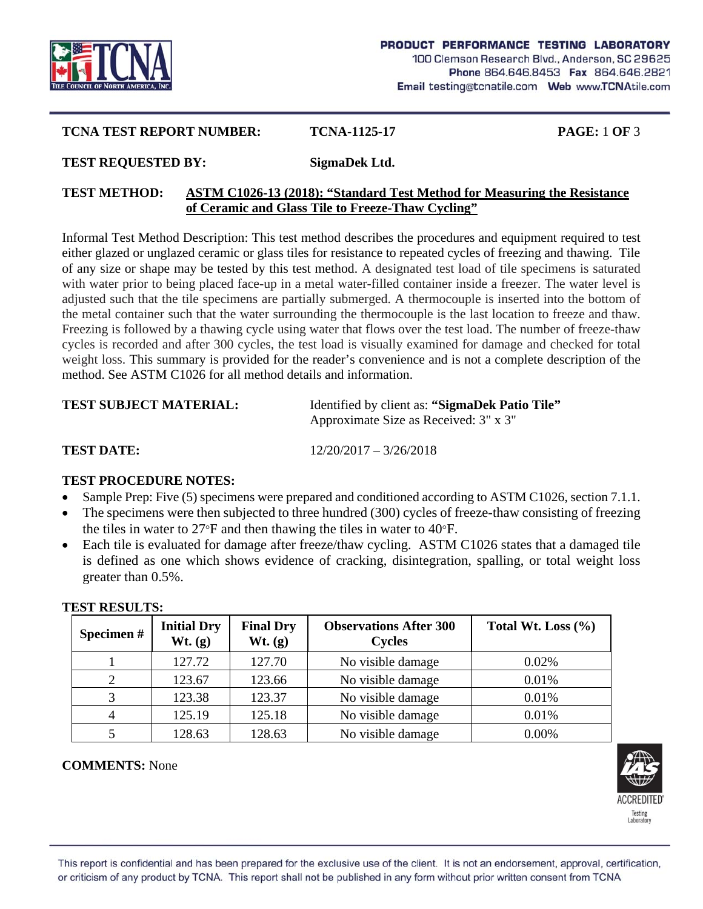**PRODUCT PERFORMANCE TESTING LABORATORY**
100 Clemson Research Blvd., Anderson, SC 29625
**Phone** 864.646.8453 **Fax** 864.646.2821
**Email** testing@tcnatile.com **Web** www.TCNAtile.com

**TCNA TEST REPORT NUMBER:** **TCNA-1125-17**

**TEST REQUESTED BY:** **SigmaDek Ltd.**

**TEST METHOD:** **ASTM C1026-13 (2018): "Standard Test Method for Measuring the Resistance of Ceramic and Glass Tile to Freeze-Thaw Cycling"**

Informal Test Method Description: This test method describes the procedures and equipment required to test either glazed or unglazed ceramic or glass tiles for resistance to repeated cycles of freezing and thawing. Tile of any size or shape may be tested by this test method. A designated test load of tile specimens is saturated with water prior to being placed face-up in a metal water-filled container inside a freezer. The water level is adjusted such that the tile specimens are partially submerged. A thermocouple is inserted into the bottom of the metal container such that the water surrounding the thermocouple is the last location to freeze and thaw. Freezing is followed by a thawing cycle using water that flows over the test load. The number of freeze-thaw cycles is recorded and after 300 cycles, the test load is visually examined for damage and checked for total weight loss. This summary is provided for the reader's convenience and is not a complete description of the method. See ASTM C1026 for all method details and information.

**TEST SUBJECT MATERIAL:** Identified by client as: **"SigmaDek Patio Tile"**
Approximate Size as Received: 3" x 3"

**TEST DATE:** 12/20/2017 – 3/26/2018

**TEST PROCEDURE NOTES:**

- Sample Prep: Five (5) specimens were prepared and conditioned according to ASTM C1026, section 7.1.1.
- The specimens were then subjected to three hundred (300) cycles of freeze-thaw consisting of freezing the tiles in water to 27°F and then thawing the tiles in water to 40°F.
- Each tile is evaluated for damage after freeze/thaw cycling. ASTM C1026 states that a damaged tile is defined as one which shows evidence of cracking, disintegration, spalling, or total weight loss greater than 0.5%.

**TEST RESULTS:**

| Specimen # | Initial Dry Wt. (g) | Final Dry Wt. (g) | Observations After 300 Cycles | Total Wt. Loss (%) |
|---|---|---|---|---|
| 1 | 127.72 | 127.70 | No visible damage | 0.02% |
| 2 | 123.67 | 123.66 | No visible damage | 0.01% |
| 3 | 123.38 | 123.37 | No visible damage | 0.01% |
| 4 | 125.19 | 125.18 | No visible damage | 0.01% |
| 5 | 128.63 | 128.63 | No visible damage | 0.00% |

**COMMENTS:** None

This report is confidential and has been prepared for the exclusive use of the client. It is not an endorsement, approval, certification, or criticism of any product by TCNA. This report shall not be published in any form without prior written consent from TCNA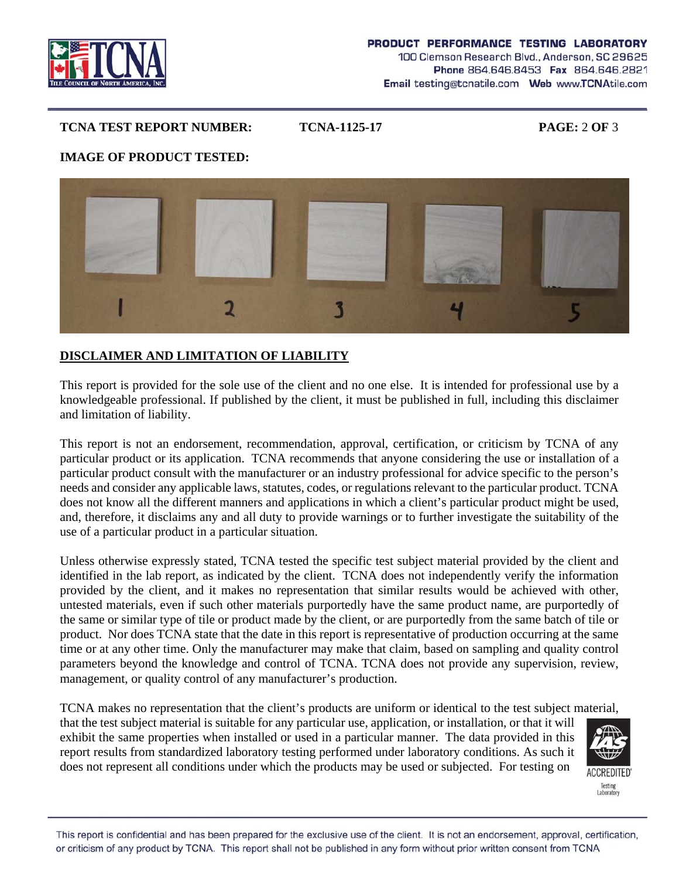**TCNA TEST REPORT NUMBER:** **TCNA-1125-17**

**IMAGE OF PRODUCT TESTED:**

## DISCLAIMER AND LIMITATION OF LIABILITY

This report is provided for the sole use of the client and no one else. It is intended for professional use by a knowledgeable professional. If published by the client, it must be published in full, including this disclaimer and limitation of liability.

This report is not an endorsement, recommendation, approval, certification, or criticism by TCNA of any particular product or its application. TCNA recommends that anyone considering the use or installation of a particular product consult with the manufacturer or an industry professional for advice specific to the person's needs and consider any applicable laws, statutes, codes, or regulations relevant to the particular product. TCNA does not know all the different manners and applications in which a client's particular product might be used, and, therefore, it disclaims any and all duty to provide warnings or to further investigate the suitability of the use of a particular product in a particular situation.

Unless otherwise expressly stated, TCNA tested the specific test subject material provided by the client and identified in the lab report, as indicated by the client. TCNA does not independently verify the information provided by the client, and it makes no representation that similar results would be achieved with other, untested materials, even if such other materials purportedly have the same product name, are purportedly of the same or similar type of tile or product made by the client, or are purportedly from the same batch of tile or product. Nor does TCNA state that the date in this report is representative of production occurring at the same time or at any other time. Only the manufacturer may make that claim, based on sampling and quality control parameters beyond the knowledge and control of TCNA. TCNA does not provide any supervision, review, management, or quality control of any manufacturer's production.

TCNA makes no representation that the client's products are uniform or identical to the test subject material, that the test subject material is suitable for any particular use, application, or installation, or that it will exhibit the same properties when installed or used in a particular manner. The data provided in this report results from standardized laboratory testing performed under laboratory conditions. As such it does not represent all conditions under which the products may be used or subjected. For testing on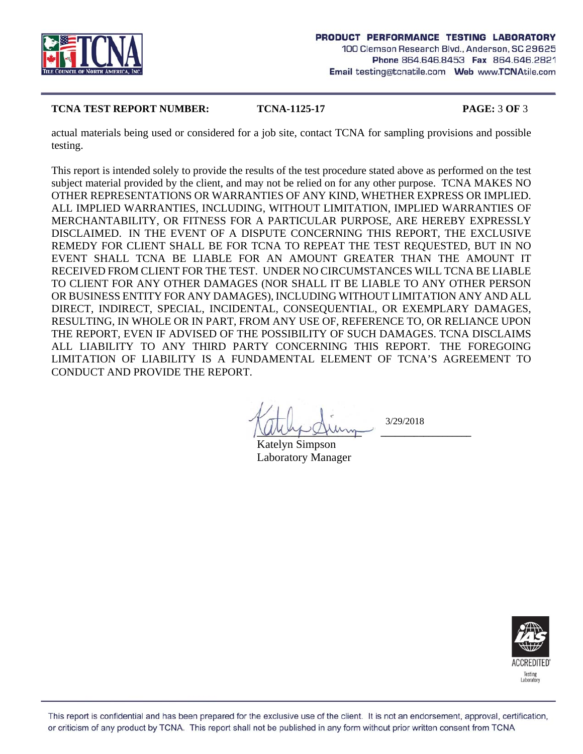**TCNA TEST REPORT NUMBER:** **TCNA-1125-17**

actual materials being used or considered for a job site, contact TCNA for sampling provisions and possible testing.

This report is intended solely to provide the results of the test procedure stated above as performed on the test subject material provided by the client, and may not be relied on for any other purpose. TCNA MAKES NO OTHER REPRESENTATIONS OR WARRANTIES OF ANY KIND, WHETHER EXPRESS OR IMPLIED. ALL IMPLIED WARRANTIES, INCLUDING, WITHOUT LIMITATION, IMPLIED WARRANTIES OF MERCHANTABILITY, OR FITNESS FOR A PARTICULAR PURPOSE, ARE HEREBY EXPRESSLY DISCLAIMED. IN THE EVENT OF A DISPUTE CONCERNING THIS REPORT, THE EXCLUSIVE REMEDY FOR CLIENT SHALL BE FOR TCNA TO REPEAT THE TEST REQUESTED, BUT IN NO EVENT SHALL TCNA BE LIABLE FOR AN AMOUNT GREATER THAN THE AMOUNT IT RECEIVED FROM CLIENT FOR THE TEST. UNDER NO CIRCUMSTANCES WILL TCNA BE LIABLE TO CLIENT FOR ANY OTHER DAMAGES (NOR SHALL IT BE LIABLE TO ANY OTHER PERSON OR BUSINESS ENTITY FOR ANY DAMAGES), INCLUDING WITHOUT LIMITATION ANY AND ALL DIRECT, INDIRECT, SPECIAL, INCIDENTAL, CONSEQUENTIAL, OR EXEMPLARY DAMAGES, RESULTING, IN WHOLE OR IN PART, FROM ANY USE OF, REFERENCE TO, OR RELIANCE UPON THE REPORT, EVEN IF ADVISED OF THE POSSIBILITY OF SUCH DAMAGES. TCNA DISCLAIMS ALL LIABILITY TO ANY THIRD PARTY CONCERNING THIS REPORT. THE FOREGOING LIMITATION OF LIABILITY IS A FUNDAMENTAL ELEMENT OF TCNA'S AGREEMENT TO CONDUCT AND PROVIDE THE REPORT.

3/29/2018

Katelyn Simpson
Laboratory Manager

This report is confidential and has been prepared for the exclusive use of the client. It is not an endorsement, approval, certification, or criticism of any product by TCNA. This report shall not be published in any form without prior written consent from TCNA